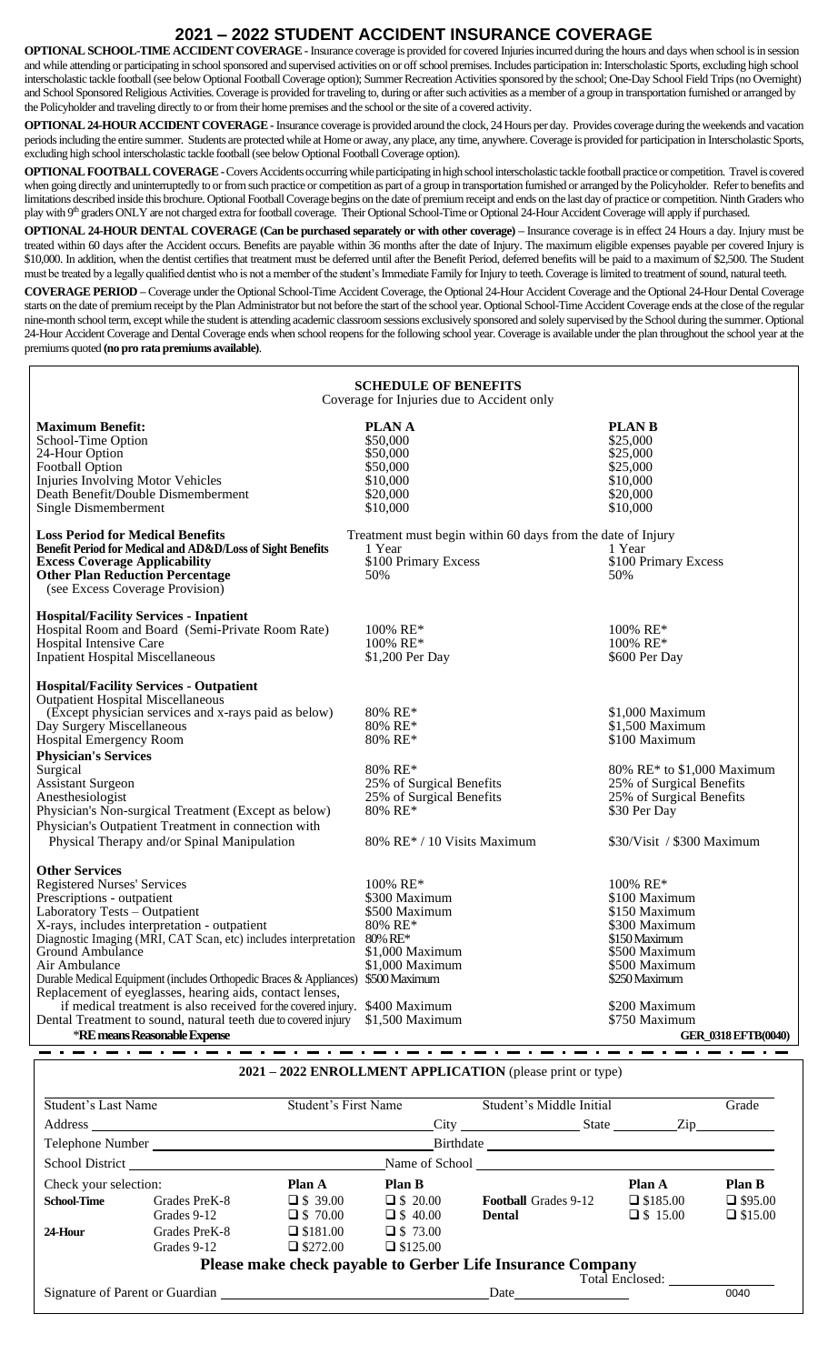# 2021 – 2022 STUDENT ACCIDENT INSURANCE COVERAGE

**OPTIONAL SCHOOL-TIME ACCIDENT COVERAGE -** Insurance coverage is provided for covered Injuries incurred during the hours and days when school is in session and while attending or participating in school sponsored and supervised activities on or off school premises. Includes participation in: Interscholastic Sports, excluding high school interscholastic tackle football (see below Optional Football Coverage option); Summer Recreation Activities sponsored by the school; One-Day School Field Trips (no Overnight) and School Sponsored Religious Activities. Coverage is provided for traveling to, during or after such activities as a member of a group in transportation furnished or arranged by the Policyholder and traveling directly to or from their home premises and the school or the site of a covered activity.

**OPTIONAL 24-HOUR ACCIDENT COVERAGE -** Insurance coverage is provided around the clock, 24 Hours per day. Provides coverage during the weekends and vacation periods including the entire summer. Students are protected while at Home or away, any place, any time, anywhere. Coverage is provided for participation in Interscholastic Sports, excluding high school interscholastic tackle football (see below Optional Football Coverage option).

**OPTIONAL FOOTBALL COVERAGE -** Covers Accidents occurring while participating in high school interscholastic tackle football practice or competition. Travel is covered when going directly and uninterruptedly to or from such practice or competition as part of a group in transportation furnished or arranged by the Policyholder. Refer to benefits and limitations described inside this brochure. Optional Football Coverage begins on the date of premium receipt and ends on the last day of practice or competition. Ninth Graders who play with 9th graders ONLY are not charged extra for football coverage. Their Optional School-Time or Optional 24-Hour Accident Coverage will apply if purchased.

**OPTIONAL 24-HOUR DENTAL COVERAGE (Can be purchased separately or with other coverage)** – Insurance coverage is in effect 24 Hours a day. Injury must be treated within 60 days after the Accident occurs. Benefits are payable within 36 months after the date of Injury. The maximum eligible expenses payable per covered Injury is $10,000. In addition, when the dentist certifies that treatment must be deferred until after the Benefit Period, deferred benefits will be paid to a maximum of $2,500. The Student must be treated by a legally qualified dentist who is not a member of the student's Immediate Family for Injury to teeth. Coverage is limited to treatment of sound, natural teeth.

**COVERAGE PERIOD** – Coverage under the Optional School-Time Accident Coverage, the Optional 24-Hour Accident Coverage and the Optional 24-Hour Dental Coverage starts on the date of premium receipt by the Plan Administrator but not before the start of the school year. Optional School-Time Accident Coverage ends at the close of the regular nine-month school term, except while the student is attending academic classroom sessions exclusively sponsored and solely supervised by the School during the summer. Optional 24-Hour Accident Coverage and Dental Coverage ends when school reopens for the following school year. Coverage is available under the plan throughout the school year at the premiums quoted **(no pro rata premiums available)**.

## SCHEDULE OF BENEFITS

Coverage for Injuries due to Accident only

| | PLAN A | PLAN B |
|---|---|---|
| **Maximum Benefit:** | | |
| School-Time Option | $50,000 | $25,000 |
| 24-Hour Option | $50,000 | $25,000 |
| Football Option | $50,000 | $25,000 |
| Injuries Involving Motor Vehicles | $10,000 | $10,000 |
| Death Benefit/Double Dismemberment | $20,000 | $20,000 |
| Single Dismemberment | $10,000 | $10,000 |
| **Loss Period for Medical Benefits** | Treatment must begin within 60 days from the date of Injury | |
| **Benefit Period for Medical and AD&D/Loss of Sight Benefits** | 1 Year | 1 Year |
| **Excess Coverage Applicability** | $100 Primary Excess | $100 Primary Excess |
| **Other Plan Reduction Percentage** (see Excess Coverage Provision) | 50% | 50% |
| **Hospital/Facility Services - Inpatient** | | |
| Hospital Room and Board (Semi-Private Room Rate) | 100% RE* | 100% RE* |
| Hospital Intensive Care | 100% RE* | 100% RE* |
| Inpatient Hospital Miscellaneous | $1,200 Per Day | $600 Per Day |
| **Hospital/Facility Services - Outpatient** | | |
| Outpatient Hospital Miscellaneous (Except physician services and x-rays paid as below) | 80% RE* | $1,000 Maximum |
| Day Surgery Miscellaneous | 80% RE* | $1,500 Maximum |
| Hospital Emergency Room | 80% RE* | $100 Maximum |
| **Physician's Services** | | |
| Surgical | 80% RE* | 80% RE* to $1,000 Maximum |
| Assistant Surgeon | 25% of Surgical Benefits | 25% of Surgical Benefits |
| Anesthesiologist | 25% of Surgical Benefits | 25% of Surgical Benefits |
| Physician's Non-surgical Treatment (Except as below) | 80% RE* | $30 Per Day |
| Physician's Outpatient Treatment in connection with Physical Therapy and/or Spinal Manipulation | 80% RE* / 10 Visits Maximum | $30/Visit / $300 Maximum |
| **Other Services** | | |
| Registered Nurses' Services | 100% RE* | 100% RE* |
| Prescriptions - outpatient | $300 Maximum | $100 Maximum |
| Laboratory Tests – Outpatient | $500 Maximum | $150 Maximum |
| X-rays, includes interpretation - outpatient | 80% RE* | $300 Maximum |
| Diagnostic Imaging (MRI, CAT Scan, etc) includes interpretation | 80% RE* | $150 Maximum |
| Ground Ambulance | $1,000 Maximum | $500 Maximum |
| Air Ambulance | $1,000 Maximum | $500 Maximum |
| Durable Medical Equipment (includes Orthopedic Braces & Appliances) | $500 Maximum | $250 Maximum |
| Replacement of eyeglasses, hearing aids, contact lenses, if medical treatment is also received for the covered injury. | $400 Maximum | $200 Maximum |
| Dental Treatment to sound, natural teeth due to covered injury | $1,500 Maximum | $750 Maximum |

***RE means Reasonable Expense**

GER_0318 EFTB(0040)

## 2021 – 2022 ENROLLMENT APPLICATION (please print or type)

Student's Last Name ______ Student's First Name ______ Student's Middle Initial ______ Grade ______

Address ______ City ______ State ______ Zip ______

Telephone Number ______ Birthdate ______

School District ______ Name of School ______

| Check your selection: | | Plan A | Plan B | | Plan A | Plan B |
|---|---|---|---|---|---|---|
| **School-Time** | Grades PreK-8 | ☐ $ 39.00 | ☐ $ 20.00 | **Football** Grades 9-12 | ☐ $185.00 | ☐ $95.00 |
| | Grades 9-12 | ☐ $ 70.00 | ☐ $ 40.00 | **Dental** | ☐ $ 15.00 | ☐ $15.00 |
| **24-Hour** | Grades PreK-8 | ☐ $181.00 | ☐ $ 73.00 | | | |
| | Grades 9-12 | ☐ $272.00 | ☐ $125.00 | | | |

**Please make check payable to Gerber Life Insurance Company**

Total Enclosed: ______

Signature of Parent or Guardian ______ Date ______

0040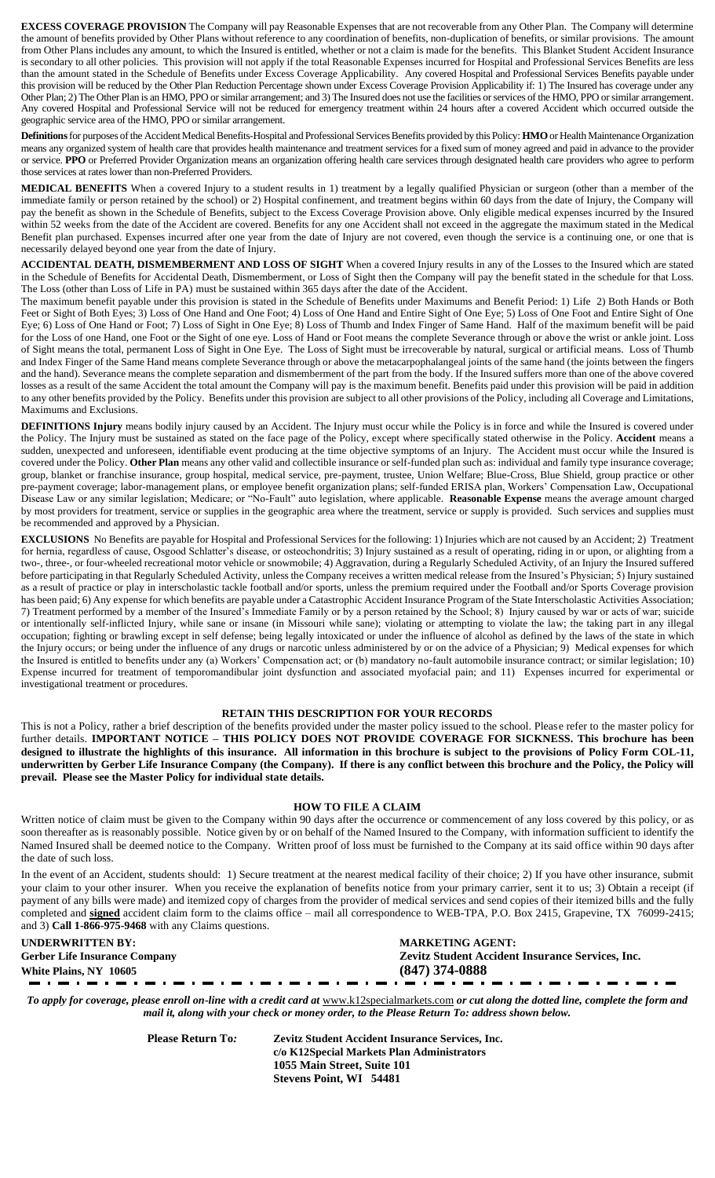**EXCESS COVERAGE PROVISION** The Company will pay Reasonable Expenses that are not recoverable from any Other Plan. The Company will determine the amount of benefits provided by Other Plans without reference to any coordination of benefits, non-duplication of benefits, or similar provisions. The amount from Other Plans includes any amount, to which the Insured is entitled, whether or not a claim is made for the benefits. This Blanket Student Accident Insurance is secondary to all other policies. This provision will not apply if the total Reasonable Expenses incurred for Hospital and Professional Services Benefits are less than the amount stated in the Schedule of Benefits under Excess Coverage Applicability. Any covered Hospital and Professional Services Benefits payable under this provision will be reduced by the Other Plan Reduction Percentage shown under Excess Coverage Provision Applicability if: 1) The Insured has coverage under any Other Plan; 2) The Other Plan is an HMO, PPO or similar arrangement; and 3) The Insured does not use the facilities or services of the HMO, PPO or similar arrangement. Any covered Hospital and Professional Service will not be reduced for emergency treatment within 24 hours after a covered Accident which occurred outside the geographic service area of the HMO, PPO or similar arrangement.

**Definitions** for purposes of the Accident Medical Benefits-Hospital and Professional Services Benefits provided by this Policy: **HMO** or Health Maintenance Organization means any organized system of health care that provides health maintenance and treatment services for a fixed sum of money agreed and paid in advance to the provider or service. **PPO** or Preferred Provider Organization means an organization offering health care services through designated health care providers who agree to perform those services at rates lower than non-Preferred Providers.

**MEDICAL BENEFITS** When a covered Injury to a student results in 1) treatment by a legally qualified Physician or surgeon (other than a member of the immediate family or person retained by the school) or 2) Hospital confinement, and treatment begins within 60 days from the date of Injury, the Company will pay the benefit as shown in the Schedule of Benefits, subject to the Excess Coverage Provision above. Only eligible medical expenses incurred by the Insured within 52 weeks from the date of the Accident are covered. Benefits for any one Accident shall not exceed in the aggregate the maximum stated in the Medical Benefit plan purchased. Expenses incurred after one year from the date of Injury are not covered, even though the service is a continuing one, or one that is necessarily delayed beyond one year from the date of Injury.

**ACCIDENTAL DEATH, DISMEMBERMENT AND LOSS OF SIGHT** When a covered Injury results in any of the Losses to the Insured which are stated in the Schedule of Benefits for Accidental Death, Dismemberment, or Loss of Sight then the Company will pay the benefit stated in the schedule for that Loss. The Loss (other than Loss of Life in PA) must be sustained within 365 days after the date of the Accident.

The maximum benefit payable under this provision is stated in the Schedule of Benefits under Maximums and Benefit Period: 1) Life 2) Both Hands or Both Feet or Sight of Both Eyes; 3) Loss of One Hand and One Foot; 4) Loss of One Hand and Entire Sight of One Eye; 5) Loss of One Foot and Entire Sight of One Eye; 6) Loss of One Hand or Foot; 7) Loss of Sight in One Eye; 8) Loss of Thumb and Index Finger of Same Hand. Half of the maximum benefit will be paid for the Loss of one Hand, one Foot or the Sight of one eye. Loss of Hand or Foot means the complete Severance through or above the wrist or ankle joint. Loss of Sight means the total, permanent Loss of Sight in One Eye. The Loss of Sight must be irrecoverable by natural, surgical or artificial means. Loss of Thumb and Index Finger of the Same Hand means complete Severance through or above the metacarpophalangeal joints of the same hand (the joints between the fingers and the hand). Severance means the complete separation and dismemberment of the part from the body. If the Insured suffers more than one of the above covered losses as a result of the same Accident the total amount the Company will pay is the maximum benefit. Benefits paid under this provision will be paid in addition to any other benefits provided by the Policy. Benefits under this provision are subject to all other provisions of the Policy, including all Coverage and Limitations, Maximums and Exclusions.

**DEFINITIONS Injury** means bodily injury caused by an Accident. The Injury must occur while the Policy is in force and while the Insured is covered under the Policy. The Injury must be sustained as stated on the face page of the Policy, except where specifically stated otherwise in the Policy. **Accident** means a sudden, unexpected and unforeseen, identifiable event producing at the time objective symptoms of an Injury. The Accident must occur while the Insured is covered under the Policy. **Other Plan** means any other valid and collectible insurance or self-funded plan such as: individual and family type insurance coverage; group, blanket or franchise insurance, group hospital, medical service, pre-payment, trustee, Union Welfare; Blue-Cross, Blue Shield, group practice or other pre-payment coverage; labor-management plans, or employee benefit organization plans; self-funded ERISA plan, Workers' Compensation Law, Occupational Disease Law or any similar legislation; Medicare; or "No-Fault" auto legislation, where applicable. **Reasonable Expense** means the average amount charged by most providers for treatment, service or supplies in the geographic area where the treatment, service or supply is provided. Such services and supplies must be recommended and approved by a Physician.

**EXCLUSIONS** No Benefits are payable for Hospital and Professional Services for the following: 1) Injuries which are not caused by an Accident; 2) Treatment for hernia, regardless of cause, Osgood Schlatter's disease, or osteochondritis; 3) Injury sustained as a result of operating, riding in or upon, or alighting from a two-, three-, or four-wheeled recreational motor vehicle or snowmobile; 4) Aggravation, during a Regularly Scheduled Activity, of an Injury the Insured suffered before participating in that Regularly Scheduled Activity, unless the Company receives a written medical release from the Insured's Physician; 5) Injury sustained as a result of practice or play in interscholastic tackle football and/or sports, unless the premium required under the Football and/or Sports Coverage provision has been paid; 6) Any expense for which benefits are payable under a Catastrophic Accident Insurance Program of the State Interscholastic Activities Association; 7) Treatment performed by a member of the Insured's Immediate Family or by a person retained by the School; 8) Injury caused by war or acts of war; suicide or intentionally self-inflicted Injury, while sane or insane (in Missouri while sane); violating or attempting to violate the law; the taking part in any illegal occupation; fighting or brawling except in self defense; being legally intoxicated or under the influence of alcohol as defined by the laws of the state in which the Injury occurs; or being under the influence of any drugs or narcotic unless administered by or on the advice of a Physician; 9) Medical expenses for which the Insured is entitled to benefits under any (a) Workers' Compensation act; or (b) mandatory no-fault automobile insurance contract; or similar legislation; 10) Expense incurred for treatment of temporomandibular joint dysfunction and associated myofacial pain; and 11) Expenses incurred for experimental or investigational treatment or procedures.

## RETAIN THIS DESCRIPTION FOR YOUR RECORDS

This is not a Policy, rather a brief description of the benefits provided under the master policy issued to the school. Please refer to the master policy for further details. **IMPORTANT NOTICE – THIS POLICY DOES NOT PROVIDE COVERAGE FOR SICKNESS. This brochure has been designed to illustrate the highlights of this insurance. All information in this brochure is subject to the provisions of Policy Form COL-11, underwritten by Gerber Life Insurance Company (the Company). If there is any conflict between this brochure and the Policy, the Policy will prevail. Please see the Master Policy for individual state details.**

## HOW TO FILE A CLAIM

Written notice of claim must be given to the Company within 90 days after the occurrence or commencement of any loss covered by this policy, or as soon thereafter as is reasonably possible. Notice given by or on behalf of the Named Insured to the Company, with information sufficient to identify the Named Insured shall be deemed notice to the Company. Written proof of loss must be furnished to the Company at its said office within 90 days after the date of such loss.

In the event of an Accident, students should: 1) Secure treatment at the nearest medical facility of their choice; 2) If you have other insurance, submit your claim to your other insurer. When you receive the explanation of benefits notice from your primary carrier, sent it to us; 3) Obtain a receipt (if payment of any bills were made) and itemized copy of charges from the provider of medical services and send copies of their itemized bills and the fully completed and **signed** accident claim form to the claims office – mail all correspondence to WEB-TPA, P.O. Box 2415, Grapevine, TX 76099-2415; and 3) **Call 1-866-975-9468** with any Claims questions.

**UNDERWRITTEN BY:**
**Gerber Life Insurance Company**
**White Plains, NY 10605**

**MARKETING AGENT:**
**Zevitz Student Accident Insurance Services, Inc.**
**(847) 374-0888**

***To apply for coverage, please enroll on-line with a credit card at*** *www.k12specialmarkets.com* ***or cut along the dotted line, complete the form and mail it, along with your check or money order, to the Please Return To: address shown below.***

**Please Return To:** **Zevitz Student Accident Insurance Services, Inc.**
**c/o K12Special Markets Plan Administrators**
**1055 Main Street, Suite 101**
**Stevens Point, WI 54481**